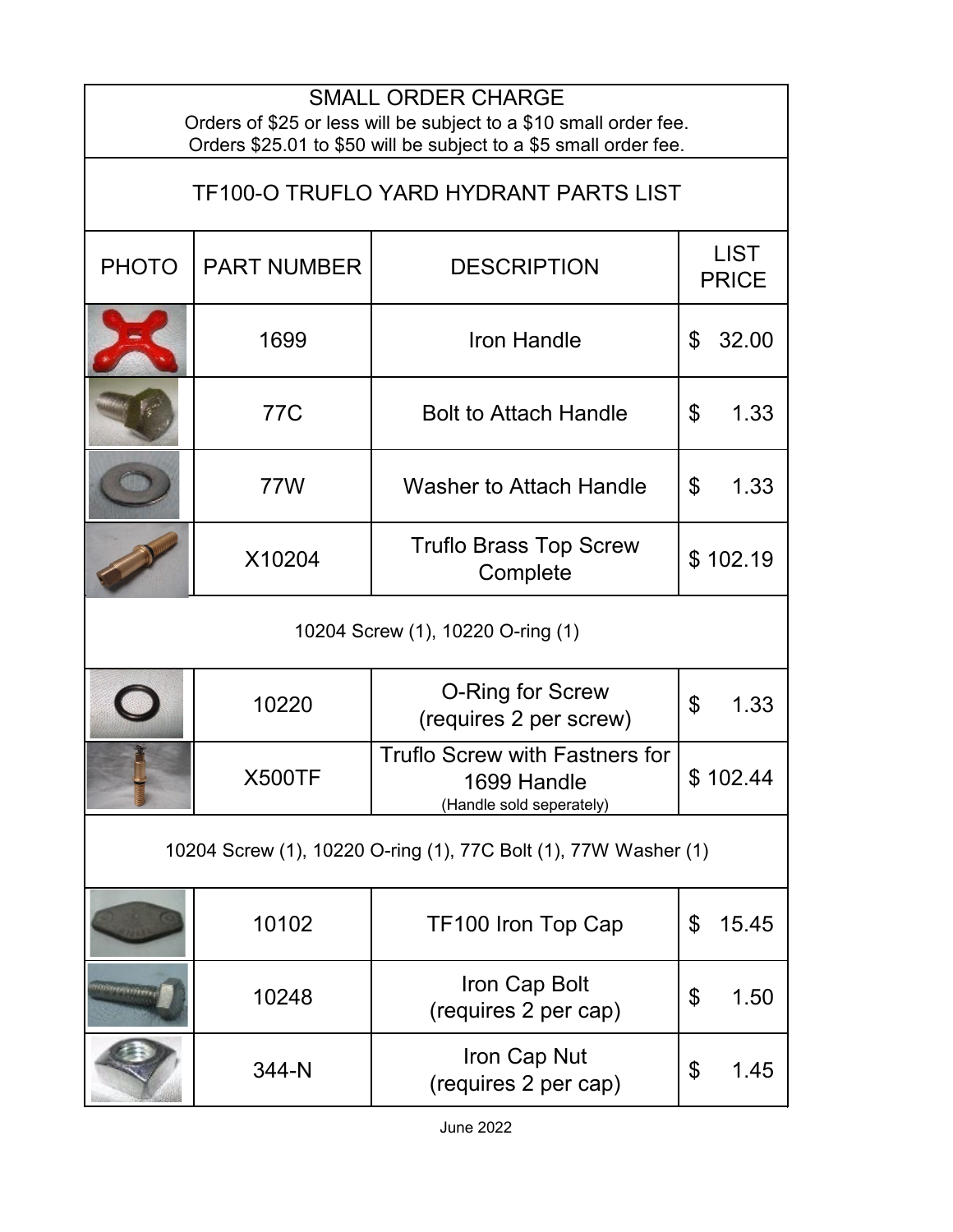## SMALL ORDER CHARGE

Orders of $25 or less will be subject to a $10 small order fee.
Orders $25.01 to $50 will be subject to a $5 small order fee.

## TF100-O TRUFLO YARD HYDRANT PARTS LIST

| PHOTO | PART NUMBER | DESCRIPTION | LIST PRICE |
|---|---|---|---|
| | 1699 | Iron Handle | $ 32.00 |
| | 77C | Bolt to Attach Handle | $ 1.33 |
| | 77W | Washer to Attach Handle | $ 1.33 |
| | X10204 | Truflo Brass Top Screw Complete | $ 102.19 |
| 10204 Screw (1), 10220 O-ring (1) | | | |
| | 10220 | O-Ring for Screw (requires 2 per screw) | $ 1.33 |
| | X500TF | Truflo Screw with Fastners for 1699 Handle (Handle sold seperately) | $ 102.44 |
| 10204 Screw (1), 10220 O-ring (1), 77C Bolt (1), 77W Washer (1) | | | |
| | 10102 | TF100 Iron Top Cap | $ 15.45 |
| | 10248 | Iron Cap Bolt (requires 2 per cap) | $ 1.50 |
| | 344-N | Iron Cap Nut (requires 2 per cap) | $ 1.45 |

June 2022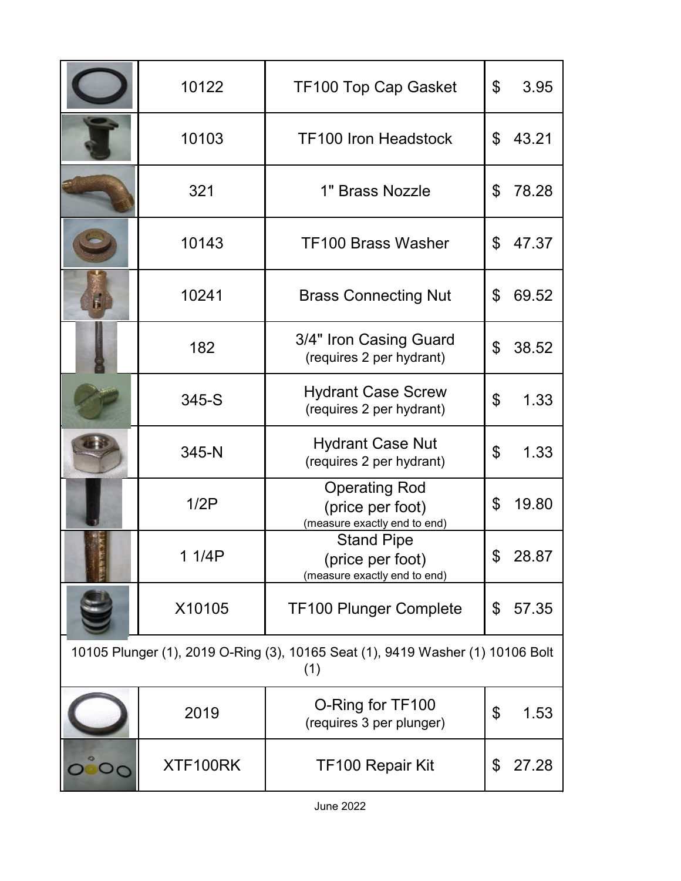| | Part # | Description | Price |
|---|---|---|---|
| | 10122 | TF100 Top Cap Gasket | $ 3.95 |
| | 10103 | TF100 Iron Headstock | $ 43.21 |
| | 321 | 1" Brass Nozzle | $ 78.28 |
| | 10143 | TF100 Brass Washer | $ 47.37 |
| | 10241 | Brass Connecting Nut | $ 69.52 |
| | 182 | 3/4" Iron Casing Guard (requires 2 per hydrant) | $ 38.52 |
| | 345-S | Hydrant Case Screw (requires 2 per hydrant) | $ 1.33 |
| | 345-N | Hydrant Case Nut (requires 2 per hydrant) | $ 1.33 |
| | 1/2P | Operating Rod (price per foot) (measure exactly end to end) | $ 19.80 |
| | 1 1/4P | Stand Pipe (price per foot) (measure exactly end to end) | $ 28.87 |
| | X10105 | TF100 Plunger Complete | $ 57.35 |
| 10105 Plunger (1), 2019 O-Ring (3), 10165 Seat (1), 9419 Washer (1) 10106 Bolt (1) | | | |
| | 2019 | O-Ring for TF100 (requires 3 per plunger) | $ 1.53 |
| | XTF100RK | TF100 Repair Kit | $ 27.28 |

June 2022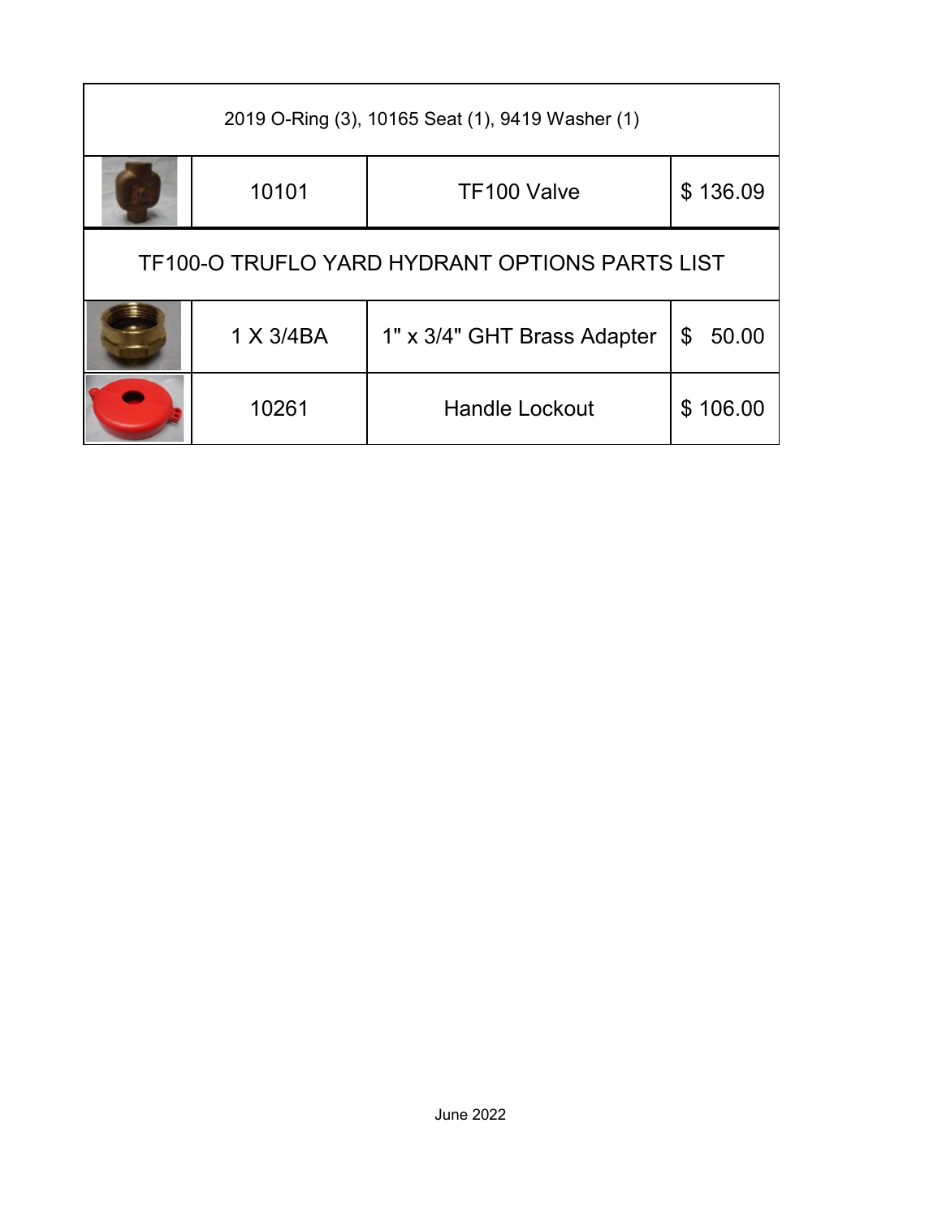| | | | |
|---|---|---|---|
| 2019 O-Ring (3), 10165 Seat (1), 9419 Washer (1) | | | |
| | 10101 | TF100 Valve | $ 136.09 |

## TF100-O TRUFLO YARD HYDRANT OPTIONS PARTS LIST

| | | | |
|---|---|---|---|
| | 1 X 3/4BA | 1" x 3/4" GHT Brass Adapter | $ 50.00 |
| | 10261 | Handle Lockout | $ 106.00 |

June 2022